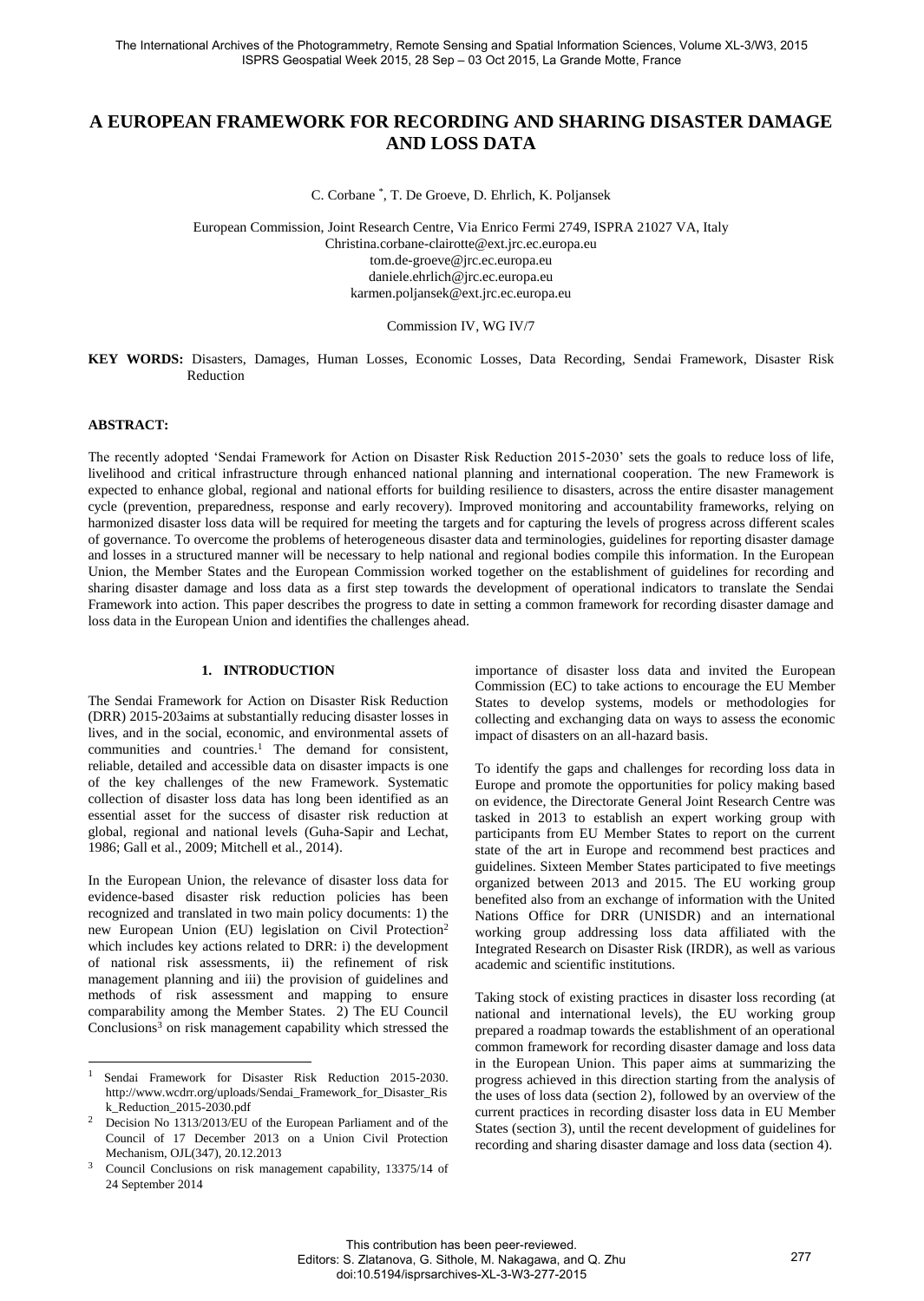# A EUROPEAN FRAMEWORK FOR RECORDING AND SHARING DISASTER DAMAGE AND LOSS DATA

C. Corbane *, T. De Groeve, D. Ehrlich, K. Poljansek

European Commission, Joint Research Centre, Via Enrico Fermi 2749, ISPRA 21027 VA, Italy
Christina.corbane-clairotte@ext.jrc.ec.europa.eu
tom.de-groeve@jrc.ec.europa.eu
daniele.ehrlich@jrc.ec.europa.eu
karmen.poljansek@ext.jrc.ec.europa.eu

Commission IV, WG IV/7

**KEY WORDS:** Disasters, Damages, Human Losses, Economic Losses, Data Recording, Sendai Framework, Disaster Risk Reduction

## ABSTRACT:

The recently adopted 'Sendai Framework for Action on Disaster Risk Reduction 2015-2030' sets the goals to reduce loss of life, livelihood and critical infrastructure through enhanced national planning and international cooperation. The new Framework is expected to enhance global, regional and national efforts for building resilience to disasters, across the entire disaster management cycle (prevention, preparedness, response and early recovery). Improved monitoring and accountability frameworks, relying on harmonized disaster loss data will be required for meeting the targets and for capturing the levels of progress across different scales of governance. To overcome the problems of heterogeneous disaster data and terminologies, guidelines for reporting disaster damage and losses in a structured manner will be necessary to help national and regional bodies compile this information. In the European Union, the Member States and the European Commission worked together on the establishment of guidelines for recording and sharing disaster damage and loss data as a first step towards the development of operational indicators to translate the Sendai Framework into action. This paper describes the progress to date in setting a common framework for recording disaster damage and loss data in the European Union and identifies the challenges ahead.

## 1. INTRODUCTION

The Sendai Framework for Action on Disaster Risk Reduction (DRR) 2015-203aims at substantially reducing disaster losses in lives, and in the social, economic, and environmental assets of communities and countries.[1] The demand for consistent, reliable, detailed and accessible data on disaster impacts is one of the key challenges of the new Framework. Systematic collection of disaster loss data has long been identified as an essential asset for the success of disaster risk reduction at global, regional and national levels (Guha-Sapir and Lechat, 1986; Gall et al., 2009; Mitchell et al., 2014).

In the European Union, the relevance of disaster loss data for evidence-based disaster risk reduction policies has been recognized and translated in two main policy documents: 1) the new European Union (EU) legislation on Civil Protection[2] which includes key actions related to DRR: i) the development of national risk assessments, ii) the refinement of risk management planning and iii) the provision of guidelines and methods of risk assessment and mapping to ensure comparability among the Member States. 2) The EU Council Conclusions[3] on risk management capability which stressed the importance of disaster loss data and invited the European Commission (EC) to take actions to encourage the EU Member States to develop systems, models or methodologies for collecting and exchanging data on ways to assess the economic impact of disasters on an all-hazard basis.

To identify the gaps and challenges for recording loss data in Europe and promote the opportunities for policy making based on evidence, the Directorate General Joint Research Centre was tasked in 2013 to establish an expert working group with participants from EU Member States to report on the current state of the art in Europe and recommend best practices and guidelines. Sixteen Member States participated to five meetings organized between 2013 and 2015. The EU working group benefited also from an exchange of information with the United Nations Office for DRR (UNISDR) and an international working group addressing loss data affiliated with the Integrated Research on Disaster Risk (IRDR), as well as various academic and scientific institutions.

Taking stock of existing practices in disaster loss recording (at national and international levels), the EU working group prepared a roadmap towards the establishment of an operational common framework for recording disaster damage and loss data in the European Union. This paper aims at summarizing the progress achieved in this direction starting from the analysis of the uses of loss data (section 2), followed by an overview of the current practices in recording disaster loss data in EU Member States (section 3), until the recent development of guidelines for recording and sharing disaster damage and loss data (section 4).

---

[1] Sendai Framework for Disaster Risk Reduction 2015-2030. http://www.wcdrr.org/uploads/Sendai_Framework_for_Disaster_Risk_Reduction_2015-2030.pdf

[2] Decision No 1313/2013/EU of the European Parliament and of the Council of 17 December 2013 on a Union Civil Protection Mechanism, OJL(347), 20.12.2013

[3] Council Conclusions on risk management capability, 13375/14 of 24 September 2014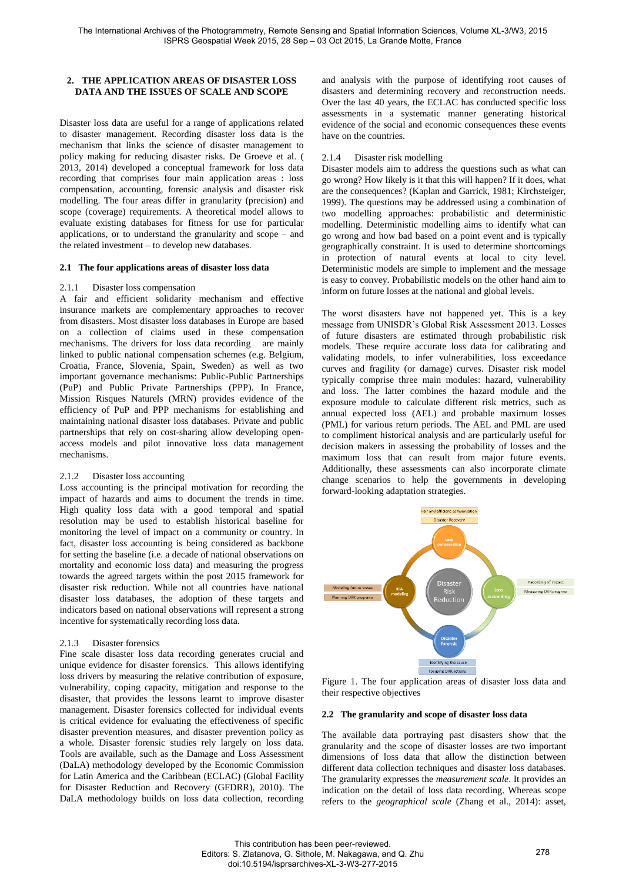## 2. THE APPLICATION AREAS OF DISASTER LOSS DATA AND THE ISSUES OF SCALE AND SCOPE

Disaster loss data are useful for a range of applications related to disaster management. Recording disaster loss data is the mechanism that links the science of disaster management to policy making for reducing disaster risks. De Groeve et al. ( 2013, 2014) developed a conceptual framework for loss data recording that comprises four main application areas : loss compensation, accounting, forensic analysis and disaster risk modelling. The four areas differ in granularity (precision) and scope (coverage) requirements. A theoretical model allows to evaluate existing databases for fitness for use for particular applications, or to understand the granularity and scope – and the related investment – to develop new databases.

### 2.1 The four applications areas of disaster loss data

#### 2.1.1 Disaster loss compensation

A fair and efficient solidarity mechanism and effective insurance markets are complementary approaches to recover from disasters. Most disaster loss databases in Europe are based on a collection of claims used in these compensation mechanisms. The drivers for loss data recording are mainly linked to public national compensation schemes (e.g. Belgium, Croatia, France, Slovenia, Spain, Sweden) as well as two important governance mechanisms: Public-Public Partnerships (PuP) and Public Private Partnerships (PPP). In France, Mission Risques Naturels (MRN) provides evidence of the efficiency of PuP and PPP mechanisms for establishing and maintaining national disaster loss databases. Private and public partnerships that rely on cost-sharing allow developing open-access models and pilot innovative loss data management mechanisms.

#### 2.1.2 Disaster loss accounting

Loss accounting is the principal motivation for recording the impact of hazards and aims to document the trends in time. High quality loss data with a good temporal and spatial resolution may be used to establish historical baseline for monitoring the level of impact on a community or country. In fact, disaster loss accounting is being considered as backbone for setting the baseline (i.e. a decade of national observations on mortality and economic loss data) and measuring the progress towards the agreed targets within the post 2015 framework for disaster risk reduction. While not all countries have national disaster loss databases, the adoption of these targets and indicators based on national observations will represent a strong incentive for systematically recording loss data.

#### 2.1.3 Disaster forensics

Fine scale disaster loss data recording generates crucial and unique evidence for disaster forensics. This allows identifying loss drivers by measuring the relative contribution of exposure, vulnerability, coping capacity, mitigation and response to the disaster, that provides the lessons learnt to improve disaster management. Disaster forensics collected for individual events is critical evidence for evaluating the effectiveness of specific disaster prevention measures, and disaster prevention policy as a whole. Disaster forensic studies rely largely on loss data. Tools are available, such as the Damage and Loss Assessment (DaLA) methodology developed by the Economic Commission for Latin America and the Caribbean (ECLAC) (Global Facility for Disaster Reduction and Recovery (GFDRR), 2010). The DaLA methodology builds on loss data collection, recording and analysis with the purpose of identifying root causes of disasters and determining recovery and reconstruction needs. Over the last 40 years, the ECLAC has conducted specific loss assessments in a systematic manner generating historical evidence of the social and economic consequences these events have on the countries.

#### 2.1.4 Disaster risk modelling

Disaster models aim to address the questions such as what can go wrong? How likely is it that this will happen? If it does, what are the consequences? (Kaplan and Garrick, 1981; Kirchsteiger, 1999). The questions may be addressed using a combination of two modelling approaches: probabilistic and deterministic modelling. Deterministic modelling aims to identify what can go wrong and how bad based on a point event and is typically geographically constraint. It is used to determine shortcomings in protection of natural events at local to city level. Deterministic models are simple to implement and the message is easy to convey. Probabilistic models on the other hand aim to inform on future losses at the national and global levels.

The worst disasters have not happened yet. This is a key message from UNISDR's Global Risk Assessment 2013. Losses of future disasters are estimated through probabilistic risk models. These require accurate loss data for calibrating and validating models, to infer vulnerabilities, loss exceedance curves and fragility (or damage) curves. Disaster risk model typically comprise three main modules: hazard, vulnerability and loss. The latter combines the hazard module and the exposure module to calculate different risk metrics, such as annual expected loss (AEL) and probable maximum losses (PML) for various return periods. The AEL and PML are used to compliment historical analysis and are particularly useful for decision makers in assessing the probability of losses and the maximum loss that can result from major future events. Additionally, these assessments can also incorporate climate change scenarios to help the governments in developing forward-looking adaptation strategies.

Figure 1. The four application areas of disaster loss data and their respective objectives

### 2.2 The granularity and scope of disaster loss data

The available data portraying past disasters show that the granularity and the scope of disaster losses are two important dimensions of loss data that allow the distinction between different data collection techniques and disaster loss databases. The granularity expresses the *measurement scale*. It provides an indication on the detail of loss data recording. Whereas scope refers to the *geographical scale* (Zhang et al., 2014): asset,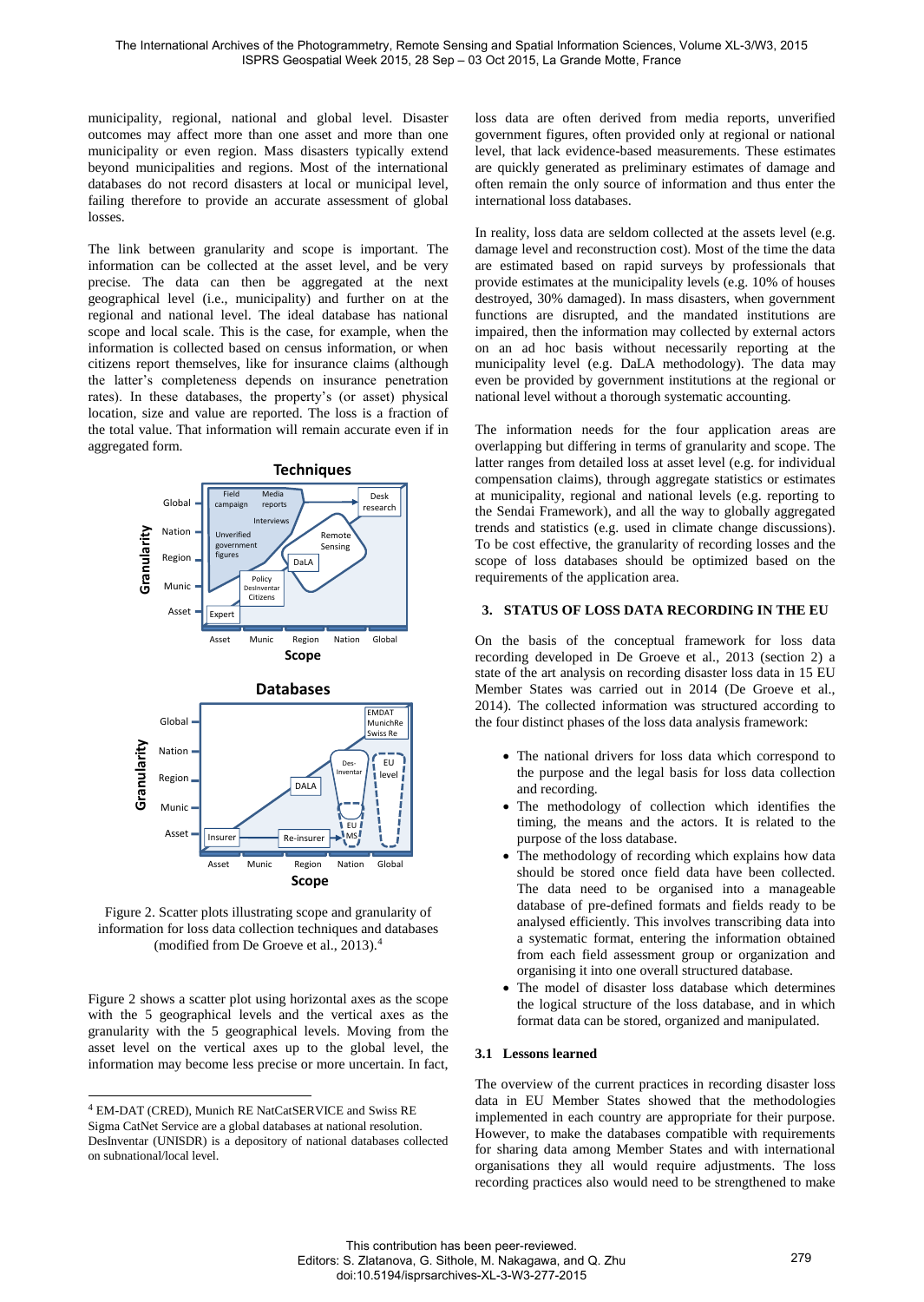municipality, regional, national and global level. Disaster outcomes may affect more than one asset and more than one municipality or even region. Mass disasters typically extend beyond municipalities and regions. Most of the international databases do not record disasters at local or municipal level, failing therefore to provide an accurate assessment of global losses.

The link between granularity and scope is important. The information can be collected at the asset level, and be very precise. The data can then be aggregated at the next geographical level (i.e., municipality) and further on at the regional and national level. The ideal database has national scope and local scale. This is the case, for example, when the information is collected based on census information, or when citizens report themselves, like for insurance claims (although the latter's completeness depends on insurance penetration rates). In these databases, the property's (or asset) physical location, size and value are reported. The loss is a fraction of the total value. That information will remain accurate even if in aggregated form.

Figure 2. Scatter plots illustrating scope and granularity of information for loss data collection techniques and databases (modified from De Groeve et al., 2013).[4]

Figure 2 shows a scatter plot using horizontal axes as the scope with the 5 geographical levels and the vertical axes as the granularity with the 5 geographical levels. Moving from the asset level on the vertical axes up to the global level, the information may become less precise or more uncertain. In fact, loss data are often derived from media reports, unverified government figures, often provided only at regional or national level, that lack evidence-based measurements. These estimates are quickly generated as preliminary estimates of damage and often remain the only source of information and thus enter the international loss databases.

In reality, loss data are seldom collected at the assets level (e.g. damage level and reconstruction cost). Most of the time the data are estimated based on rapid surveys by professionals that provide estimates at the municipality levels (e.g. 10% of houses destroyed, 30% damaged). In mass disasters, when government functions are disrupted, and the mandated institutions are impaired, then the information may collected by external actors on an ad hoc basis without necessarily reporting at the municipality level (e.g. DaLA methodology). The data may even be provided by government institutions at the regional or national level without a thorough systematic accounting.

The information needs for the four application areas are overlapping but differing in terms of granularity and scope. The latter ranges from detailed loss at asset level (e.g. for individual compensation claims), through aggregate statistics or estimates at municipality, regional and national levels (e.g. reporting to the Sendai Framework), and all the way to globally aggregated trends and statistics (e.g. used in climate change discussions). To be cost effective, the granularity of recording losses and the scope of loss databases should be optimized based on the requirements of the application area.

## 3. STATUS OF LOSS DATA RECORDING IN THE EU

On the basis of the conceptual framework for loss data recording developed in De Groeve et al., 2013 (section 2) a state of the art analysis on recording disaster loss data in 15 EU Member States was carried out in 2014 (De Groeve et al., 2014). The collected information was structured according to the four distinct phases of the loss data analysis framework:

- The national drivers for loss data which correspond to the purpose and the legal basis for loss data collection and recording.
- The methodology of collection which identifies the timing, the means and the actors. It is related to the purpose of the loss database.
- The methodology of recording which explains how data should be stored once field data have been collected. The data need to be organised into a manageable database of pre-defined formats and fields ready to be analysed efficiently. This involves transcribing data into a systematic format, entering the information obtained from each field assessment group or organization and organising it into one overall structured database.
- The model of disaster loss database which determines the logical structure of the loss database, and in which format data can be stored, organized and manipulated.

### 3.1 Lessons learned

The overview of the current practices in recording disaster loss data in EU Member States showed that the methodologies implemented in each country are appropriate for their purpose. However, to make the databases compatible with requirements for sharing data among Member States and with international organisations they all would require adjustments. The loss recording practices also would need to be strengthened to make

---

[4] EM-DAT (CRED), Munich RE NatCatSERVICE and Swiss RE Sigma CatNet Service are a global databases at national resolution. DesInventar (UNISDR) is a depository of national databases collected on subnational/local level.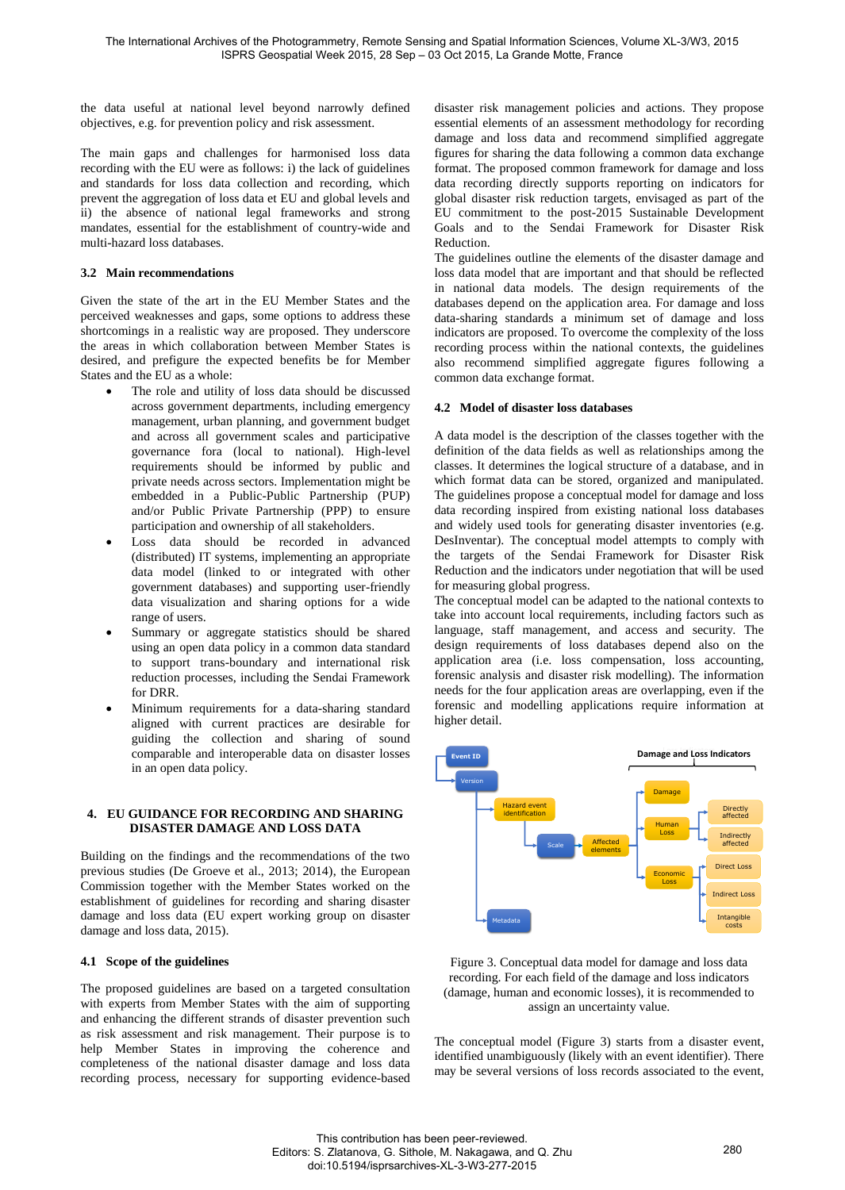the data useful at national level beyond narrowly defined objectives, e.g. for prevention policy and risk assessment.

The main gaps and challenges for harmonised loss data recording with the EU were as follows: i) the lack of guidelines and standards for loss data collection and recording, which prevent the aggregation of loss data et EU and global levels and ii) the absence of national legal frameworks and strong mandates, essential for the establishment of country-wide and multi-hazard loss databases.

### 3.2 Main recommendations

Given the state of the art in the EU Member States and the perceived weaknesses and gaps, some options to address these shortcomings in a realistic way are proposed. They underscore the areas in which collaboration between Member States is desired, and prefigure the expected benefits be for Member States and the EU as a whole:

- The role and utility of loss data should be discussed across government departments, including emergency management, urban planning, and government budget and across all government scales and participative governance fora (local to national). High-level requirements should be informed by public and private needs across sectors. Implementation might be embedded in a Public-Public Partnership (PUP) and/or Public Private Partnership (PPP) to ensure participation and ownership of all stakeholders.
- Loss data should be recorded in advanced (distributed) IT systems, implementing an appropriate data model (linked to or integrated with other government databases) and supporting user-friendly data visualization and sharing options for a wide range of users.
- Summary or aggregate statistics should be shared using an open data policy in a common data standard to support trans-boundary and international risk reduction processes, including the Sendai Framework for DRR.
- Minimum requirements for a data-sharing standard aligned with current practices are desirable for guiding the collection and sharing of sound comparable and interoperable data on disaster losses in an open data policy.

## 4. EU GUIDANCE FOR RECORDING AND SHARING DISASTER DAMAGE AND LOSS DATA

Building on the findings and the recommendations of the two previous studies (De Groeve et al., 2013; 2014), the European Commission together with the Member States worked on the establishment of guidelines for recording and sharing disaster damage and loss data (EU expert working group on disaster damage and loss data, 2015).

### 4.1 Scope of the guidelines

The proposed guidelines are based on a targeted consultation with experts from Member States with the aim of supporting and enhancing the different strands of disaster prevention such as risk assessment and risk management. Their purpose is to help Member States in improving the coherence and completeness of the national disaster damage and loss data recording process, necessary for supporting evidence-based disaster risk management policies and actions. They propose essential elements of an assessment methodology for recording damage and loss data and recommend simplified aggregate figures for sharing the data following a common data exchange format. The proposed common framework for damage and loss data recording directly supports reporting on indicators for global disaster risk reduction targets, envisaged as part of the EU commitment to the post-2015 Sustainable Development Goals and to the Sendai Framework for Disaster Risk Reduction.

The guidelines outline the elements of the disaster damage and loss data model that are important and that should be reflected in national data models. The design requirements of the databases depend on the application area. For damage and loss data-sharing standards a minimum set of damage and loss indicators are proposed. To overcome the complexity of the loss recording process within the national contexts, the guidelines also recommend simplified aggregate figures following a common data exchange format.

### 4.2 Model of disaster loss databases

A data model is the description of the classes together with the definition of the data fields as well as relationships among the classes. It determines the logical structure of a database, and in which format data can be stored, organized and manipulated. The guidelines propose a conceptual model for damage and loss data recording inspired from existing national loss databases and widely used tools for generating disaster inventories (e.g. DesInventar). The conceptual model attempts to comply with the targets of the Sendai Framework for Disaster Risk Reduction and the indicators under negotiation that will be used for measuring global progress.

The conceptual model can be adapted to the national contexts to take into account local requirements, including factors such as language, staff management, and access and security. The design requirements of loss databases depend also on the application area (i.e. loss compensation, loss accounting, forensic analysis and disaster risk modelling). The information needs for the four application areas are overlapping, even if the forensic and modelling applications require information at higher detail.

Figure 3. Conceptual data model for damage and loss data recording. For each field of the damage and loss indicators (damage, human and economic losses), it is recommended to assign an uncertainty value.

The conceptual model (Figure 3) starts from a disaster event, identified unambiguously (likely with an event identifier). There may be several versions of loss records associated to the event,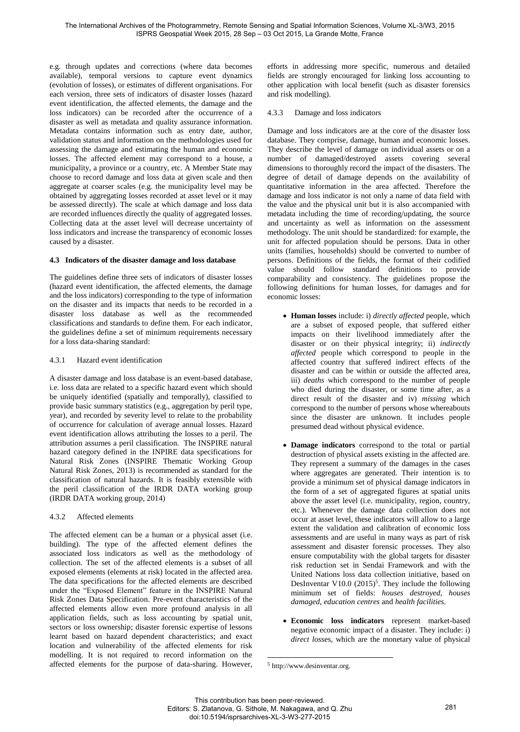e.g. through updates and corrections (where data becomes available), temporal versions to capture event dynamics (evolution of losses), or estimates of different organisations. For each version, three sets of indicators of disaster losses (hazard event identification, the affected elements, the damage and the loss indicators) can be recorded after the occurrence of a disaster as well as metadata and quality assurance information. Metadata contains information such as entry date, author, validation status and information on the methodologies used for assessing the damage and estimating the human and economic losses. The affected element may correspond to a house, a municipality, a province or a country, etc. A Member State may choose to record damage and loss data at given scale and then aggregate at coarser scales (e.g. the municipality level may be obtained by aggregating losses recorded at asset level or it may be assessed directly). The scale at which damage and loss data are recorded influences directly the quality of aggregated losses. Collecting data at the asset level will decrease uncertainty of loss indicators and increase the transparency of economic losses caused by a disaster.

### 4.3 Indicators of the disaster damage and loss database

The guidelines define three sets of indicators of disaster losses (hazard event identification, the affected elements, the damage and the loss indicators) corresponding to the type of information on the disaster and its impacts that needs to be recorded in a disaster loss database as well as the recommended classifications and standards to define them. For each indicator, the guidelines define a set of minimum requirements necessary for a loss data-sharing standard:

#### 4.3.1 Hazard event identification

A disaster damage and loss database is an event-based database, i.e. loss data are related to a specific hazard event which should be uniquely identified (spatially and temporally), classified to provide basic summary statistics (e.g., aggregation by peril type, year), and recorded by severity level to relate to the probability of occurrence for calculation of average annual losses. Hazard event identification allows attributing the losses to a peril. The attribution assumes a peril classification. The INSPIRE natural hazard category defined in the INPIRE data specifications for Natural Risk Zones (INSPIRE Thematic Working Group Natural Risk Zones, 2013) is recommended as standard for the classification of natural hazards. It is feasibly extensible with the peril classification of the IRDR DATA working group (IRDR DATA working group, 2014)

#### 4.3.2 Affected elements

The affected element can be a human or a physical asset (i.e. building). The type of the affected element defines the associated loss indicators as well as the methodology of collection. The set of the affected elements is a subset of all exposed elements (elements at risk) located in the affected area. The data specifications for the affected elements are described under the "Exposed Element" feature in the INSPIRE Natural Risk Zones Data Specification. Pre-event characteristics of the affected elements allow even more profound analysis in all application fields, such as loss accounting by spatial unit, sectors or loss ownership; disaster forensic expertise of lessons learnt based on hazard dependent characteristics; and exact location and vulnerability of the affected elements for risk modelling. It is not required to record information on the affected elements for the purpose of data-sharing. However, efforts in addressing more specific, numerous and detailed fields are strongly encouraged for linking loss accounting to other application with local benefit (such as disaster forensics and risk modelling).

#### 4.3.3 Damage and loss indicators

Damage and loss indicators are at the core of the disaster loss database. They comprise, damage, human and economic losses. They describe the level of damage on individual assets or on a number of damaged/destroyed assets covering several dimensions to thoroughly record the impact of the disasters. The degree of detail of damage depends on the availability of quantitative information in the area affected. Therefore the damage and loss indicator is not only a name of data field with the value and the physical unit but it is also accompanied with metadata including the time of recording/updating, the source and uncertainty as well as information on the assessment methodology. The unit should be standardized: for example, the unit for affected population should be persons. Data in other units (families, households) should be converted to number of persons. Definitions of the fields, the format of their codified value should follow standard definitions to provide comparability and consistency. The guidelines propose the following definitions for human losses, for damages and for economic losses:

- **Human losses** include: i) *directly affected* people, which are a subset of exposed people, that suffered either impacts on their livelihood immediately after the disaster or on their physical integrity; ii) *indirectly affected* people which correspond to people in the affected country that suffered indirect effects of the disaster and can be within or outside the affected area, iii) *deaths* which correspond to the number of people who died during the disaster, or some time after, as a direct result of the disaster and iv) *missing* which correspond to the number of persons whose whereabouts since the disaster are unknown. It includes people presumed dead without physical evidence.

- **Damage indicators** correspond to the total or partial destruction of physical assets existing in the affected are. They represent a summary of the damages in the cases where aggregates are generated. Their intention is to provide a minimum set of physical damage indicators in the form of a set of aggregated figures at spatial units above the asset level (i.e. municipality, region, country, etc.). Whenever the damage data collection does not occur at asset level, these indicators will allow to a large extent the validation and calibration of economic loss assessments and are useful in many ways as part of risk assessment and disaster forensic processes. They also ensure computability with the global targets for disaster risk reduction set in Sendai Framework and with the United Nations loss data collection initiative, based on DesInventar V10.0 (2015)[5]. They include the following minimum set of fields: *houses destroyed*, *houses damaged*, *education centres* and *health facilities*.

- **Economic loss indicators** represent market-based negative economic impact of a disaster. They include: i) *direct los*ses, which are the monetary value of physical

[5] http://www.desinventar.org.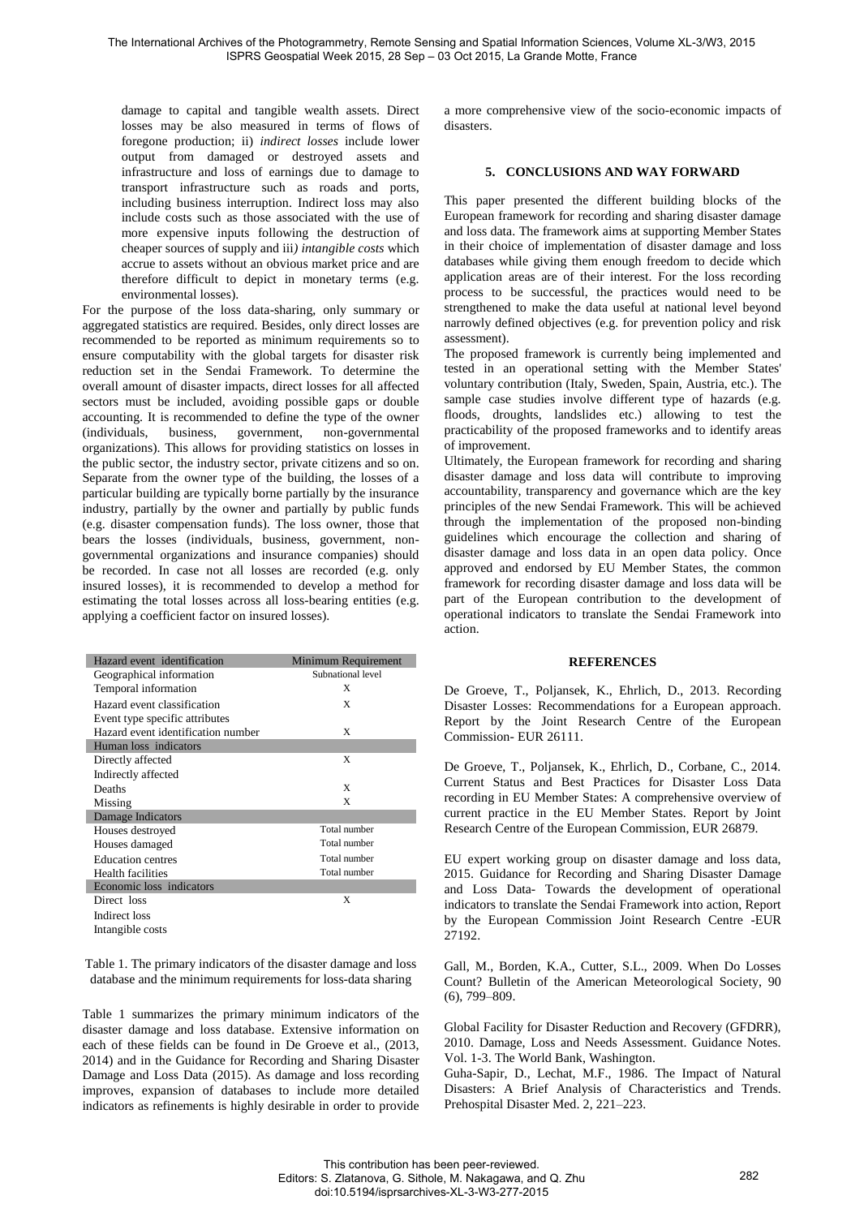damage to capital and tangible wealth assets. Direct losses may be also measured in terms of flows of foregone production; ii) *indirect losses* include lower output from damaged or destroyed assets and infrastructure and loss of earnings due to damage to transport infrastructure such as roads and ports, including business interruption. Indirect loss may also include costs such as those associated with the use of more expensive inputs following the destruction of cheaper sources of supply and iii*) intangible costs* which accrue to assets without an obvious market price and are therefore difficult to depict in monetary terms (e.g. environmental losses).

For the purpose of the loss data-sharing, only summary or aggregated statistics are required. Besides, only direct losses are recommended to be reported as minimum requirements so to ensure computability with the global targets for disaster risk reduction set in the Sendai Framework. To determine the overall amount of disaster impacts, direct losses for all affected sectors must be included, avoiding possible gaps or double accounting. It is recommended to define the type of the owner (individuals, business, government, non-governmental organizations). This allows for providing statistics on losses in the public sector, the industry sector, private citizens and so on. Separate from the owner type of the building, the losses of a particular building are typically borne partially by the insurance industry, partially by the owner and partially by public funds (e.g. disaster compensation funds). The loss owner, those that bears the losses (individuals, business, government, non-governmental organizations and insurance companies) should be recorded. In case not all losses are recorded (e.g. only insured losses), it is recommended to develop a method for estimating the total losses across all loss-bearing entities (e.g. applying a coefficient factor on insured losses).

| Hazard event identification | Minimum Requirement |
|---|---|
| Geographical information | Subnational level |
| Temporal information | X |
| Hazard event classification | X |
| Event type specific attributes | |
| Hazard event identification number | X |
| **Human loss indicators** | |
| Directly affected | X |
| Indirectly affected | |
| Deaths | X |
| Missing | X |
| **Damage Indicators** | |
| Houses destroyed | Total number |
| Houses damaged | Total number |
| Education centres | Total number |
| Health facilities | Total number |
| **Economic loss indicators** | |
| Direct loss | X |
| Indirect loss | |
| Intangible costs | |

Table 1. The primary indicators of the disaster damage and loss database and the minimum requirements for loss-data sharing

Table 1 summarizes the primary minimum indicators of the disaster damage and loss database. Extensive information on each of these fields can be found in De Groeve et al., (2013, 2014) and in the Guidance for Recording and Sharing Disaster Damage and Loss Data (2015). As damage and loss recording improves, expansion of databases to include more detailed indicators as refinements is highly desirable in order to provide a more comprehensive view of the socio-economic impacts of disasters.

## 5. CONCLUSIONS AND WAY FORWARD

This paper presented the different building blocks of the European framework for recording and sharing disaster damage and loss data. The framework aims at supporting Member States in their choice of implementation of disaster damage and loss databases while giving them enough freedom to decide which application areas are of their interest. For the loss recording process to be successful, the practices would need to be strengthened to make the data useful at national level beyond narrowly defined objectives (e.g. for prevention policy and risk assessment).

The proposed framework is currently being implemented and tested in an operational setting with the Member States' voluntary contribution (Italy, Sweden, Spain, Austria, etc.). The sample case studies involve different type of hazards (e.g. floods, droughts, landslides etc.) allowing to test the practicability of the proposed frameworks and to identify areas of improvement.

Ultimately, the European framework for recording and sharing disaster damage and loss data will contribute to improving accountability, transparency and governance which are the key principles of the new Sendai Framework. This will be achieved through the implementation of the proposed non-binding guidelines which encourage the collection and sharing of disaster damage and loss data in an open data policy. Once approved and endorsed by EU Member States, the common framework for recording disaster damage and loss data will be part of the European contribution to the development of operational indicators to translate the Sendai Framework into action.

## REFERENCES

De Groeve, T., Poljansek, K., Ehrlich, D., 2013. Recording Disaster Losses: Recommendations for a European approach. Report by the Joint Research Centre of the European Commission- EUR 26111.

De Groeve, T., Poljansek, K., Ehrlich, D., Corbane, C., 2014. Current Status and Best Practices for Disaster Loss Data recording in EU Member States: A comprehensive overview of current practice in the EU Member States. Report by Joint Research Centre of the European Commission, EUR 26879.

EU expert working group on disaster damage and loss data, 2015. Guidance for Recording and Sharing Disaster Damage and Loss Data- Towards the development of operational indicators to translate the Sendai Framework into action, Report by the European Commission Joint Research Centre -EUR 27192.

Gall, M., Borden, K.A., Cutter, S.L., 2009. When Do Losses Count? Bulletin of the American Meteorological Society, 90 (6), 799–809.

Global Facility for Disaster Reduction and Recovery (GFDRR), 2010. Damage, Loss and Needs Assessment. Guidance Notes. Vol. 1-3. The World Bank, Washington.

Guha-Sapir, D., Lechat, M.F., 1986. The Impact of Natural Disasters: A Brief Analysis of Characteristics and Trends. Prehospital Disaster Med. 2, 221–223.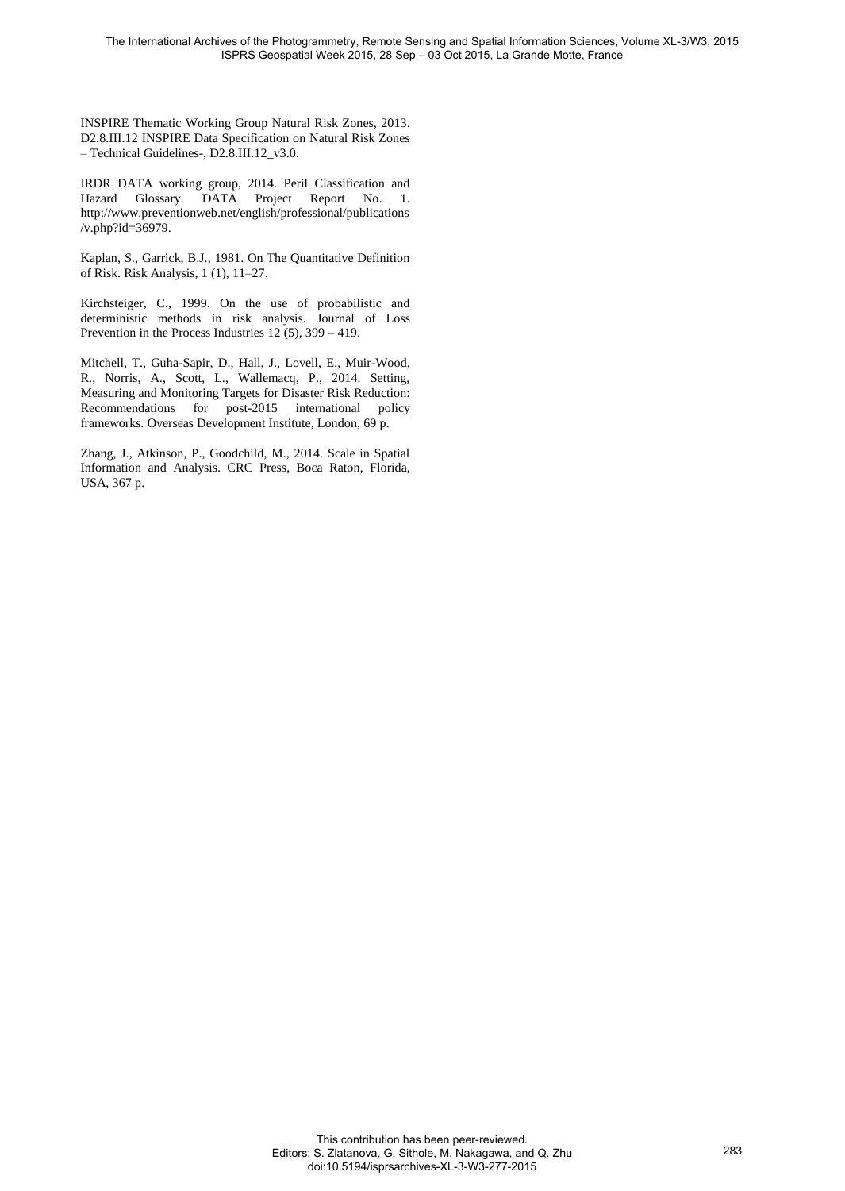INSPIRE Thematic Working Group Natural Risk Zones, 2013. D2.8.III.12 INSPIRE Data Specification on Natural Risk Zones – Technical Guidelines-, D2.8.III.12_v3.0.

IRDR DATA working group, 2014. Peril Classification and Hazard Glossary. DATA Project Report No. 1. http://www.preventionweb.net/english/professional/publications/v.php?id=36979.

Kaplan, S., Garrick, B.J., 1981. On The Quantitative Definition of Risk. Risk Analysis, 1 (1), 11–27.

Kirchsteiger, C., 1999. On the use of probabilistic and deterministic methods in risk analysis. Journal of Loss Prevention in the Process Industries 12 (5), 399 – 419.

Mitchell, T., Guha-Sapir, D., Hall, J., Lovell, E., Muir-Wood, R., Norris, A., Scott, L., Wallemacq, P., 2014. Setting, Measuring and Monitoring Targets for Disaster Risk Reduction: Recommendations for post-2015 international policy frameworks. Overseas Development Institute, London, 69 p.

Zhang, J., Atkinson, P., Goodchild, M., 2014. Scale in Spatial Information and Analysis. CRC Press, Boca Raton, Florida, USA, 367 p.